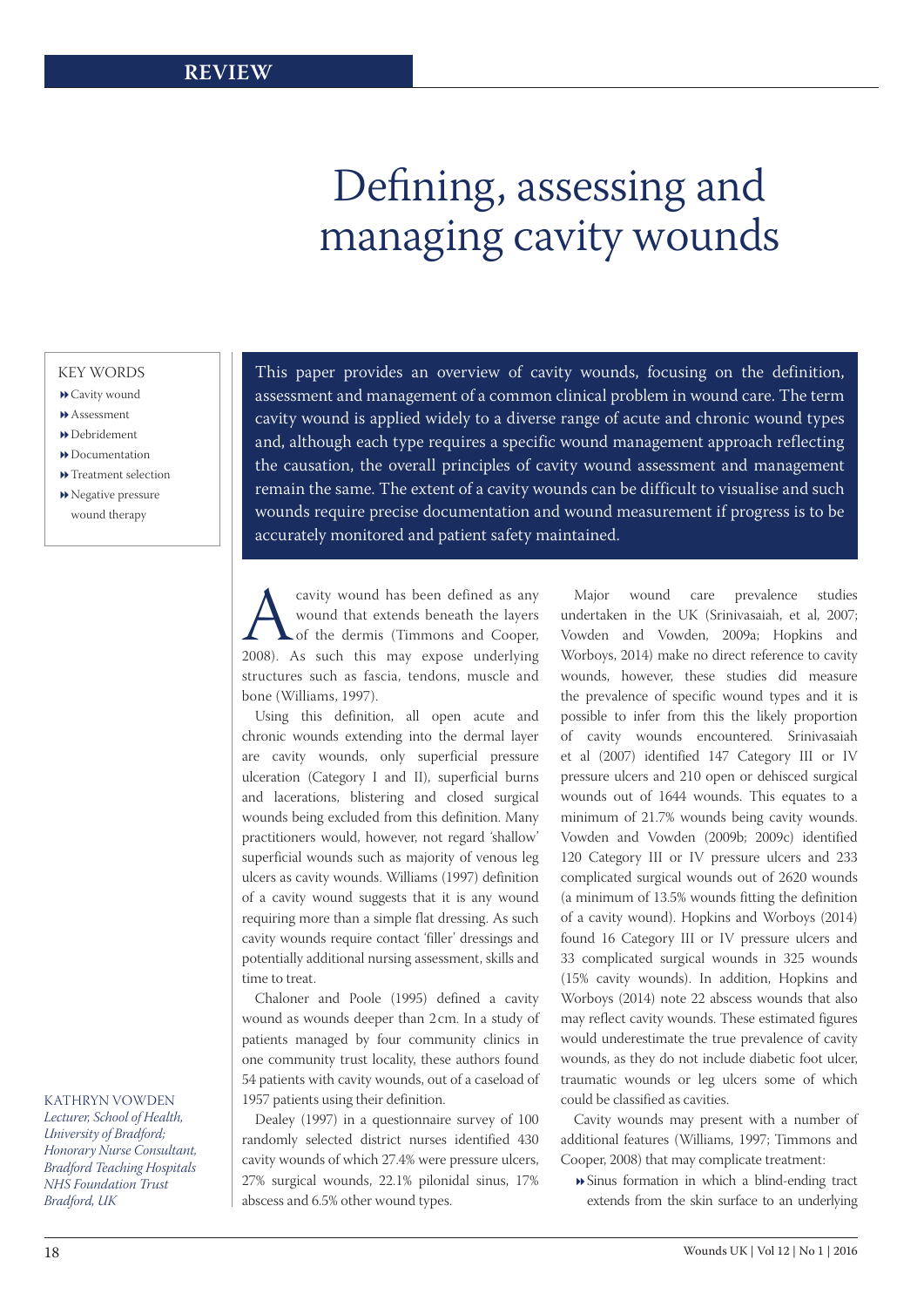REVIEW

# Defining, assessing and managing cavity wounds

KEY WORDS

- Cavity wound
- Assessment
- Debridement
- Documentation
- Treatment selection
- Negative pressure wound therapy

KATHRYN VOWDEN
*Lecturer, School of Health, University of Bradford; Honorary Nurse Consultant, Bradford Teaching Hospitals NHS Foundation Trust Bradford, UK*

This paper provides an overview of cavity wounds, focusing on the definition, assessment and management of a common clinical problem in wound care. The term cavity wound is applied widely to a diverse range of acute and chronic wound types and, although each type requires a specific wound management approach reflecting the causation, the overall principles of cavity wound assessment and management remain the same. The extent of a cavity wounds can be difficult to visualise and such wounds require precise documentation and wound measurement if progress is to be accurately monitored and patient safety maintained.

A cavity wound has been defined as any wound that extends beneath the layers of the dermis (Timmons and Cooper, 2008). As such this may expose underlying structures such as fascia, tendons, muscle and bone (Williams, 1997).

Using this definition, all open acute and chronic wounds extending into the dermal layer are cavity wounds, only superficial pressure ulceration (Category I and II), superficial burns and lacerations, blistering and closed surgical wounds being excluded from this definition. Many practitioners would, however, not regard 'shallow' superficial wounds such as majority of venous leg ulcers as cavity wounds. Williams (1997) definition of a cavity wound suggests that it is any wound requiring more than a simple flat dressing. As such cavity wounds require contact 'filler' dressings and potentially additional nursing assessment, skills and time to treat.

Chaloner and Poole (1995) defined a cavity wound as wounds deeper than 2 cm. In a study of patients managed by four community clinics in one community trust locality, these authors found 54 patients with cavity wounds, out of a caseload of 1957 patients using their definition.

Dealey (1997) in a questionnaire survey of 100 randomly selected district nurses identified 430 cavity wounds of which 27.4% were pressure ulcers, 27% surgical wounds, 22.1% pilonidal sinus, 17% abscess and 6.5% other wound types.

Major wound care prevalence studies undertaken in the UK (Srinivasaiah, et al, 2007; Vowden and Vowden, 2009a; Hopkins and Worboys, 2014) make no direct reference to cavity wounds, however, these studies did measure the prevalence of specific wound types and it is possible to infer from this the likely proportion of cavity wounds encountered. Srinivasaiah et al (2007) identified 147 Category III or IV pressure ulcers and 210 open or dehisced surgical wounds out of 1644 wounds. This equates to a minimum of 21.7% wounds being cavity wounds. Vowden and Vowden (2009b; 2009c) identified 120 Category III or IV pressure ulcers and 233 complicated surgical wounds out of 2620 wounds (a minimum of 13.5% wounds fitting the definition of a cavity wound). Hopkins and Worboys (2014) found 16 Category III or IV pressure ulcers and 33 complicated surgical wounds in 325 wounds (15% cavity wounds). In addition, Hopkins and Worboys (2014) note 22 abscess wounds that also may reflect cavity wounds. These estimated figures would underestimate the true prevalence of cavity wounds, as they do not include diabetic foot ulcer, traumatic wounds or leg ulcers some of which could be classified as cavities.

Cavity wounds may present with a number of additional features (Williams, 1997; Timmons and Cooper, 2008) that may complicate treatment:

- Sinus formation in which a blind-ending tract extends from the skin surface to an underlying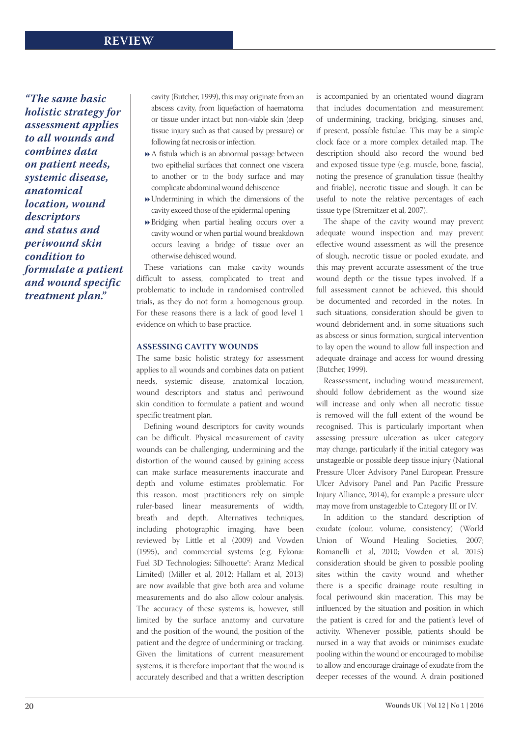cavity (Butcher, 1999), this may originate from an abscess cavity, from liquefaction of haematoma or tissue under intact but non-viable skin (deep tissue injury such as that caused by pressure) or following fat necrosis or infection.

- A fistula which is an abnormal passage between two epithelial surfaces that connect one viscera to another or to the body surface and may complicate abdominal wound dehiscence
- Undermining in which the dimensions of the cavity exceed those of the epidermal opening
- Bridging when partial healing occurs over a cavity wound or when partial wound breakdown occurs leaving a bridge of tissue over an otherwise dehisced wound.

These variations can make cavity wounds difficult to assess, complicated to treat and problematic to include in randomised controlled trials, as they do not form a homogenous group. For these reasons there is a lack of good level 1 evidence on which to base practice.

## ASSESSING CAVITY WOUNDS

The same basic holistic strategy for assessment applies to all wounds and combines data on patient needs, systemic disease, anatomical location, wound descriptors and status and periwound skin condition to formulate a patient and wound specific treatment plan.

> *"The same basic holistic strategy for assessment applies to all wounds and combines data on patient needs, systemic disease, anatomical location, wound descriptors and status and periwound skin condition to formulate a patient and wound specific treatment plan."*

Defining wound descriptors for cavity wounds can be difficult. Physical measurement of cavity wounds can be challenging, undermining and the distortion of the wound caused by gaining access can make surface measurements inaccurate and depth and volume estimates problematic. For this reason, most practitioners rely on simple ruler-based linear measurements of width, breath and depth. Alternatives techniques, including photographic imaging, have been reviewed by Little et al (2009) and Vowden (1995), and commercial systems (e.g. Eykona: Fuel 3D Technologies; Silhouette®: Aranz Medical Limited) (Miller et al, 2012; Hallam et al, 2013) are now available that give both area and volume measurements and do also allow colour analysis. The accuracy of these systems is, however, still limited by the surface anatomy and curvature and the position of the wound, the position of the patient and the degree of undermining or tracking. Given the limitations of current measurement systems, it is therefore important that the wound is accurately described and that a written description is accompanied by an orientated wound diagram that includes documentation and measurement of undermining, tracking, bridging, sinuses and, if present, possible fistulae. This may be a simple clock face or a more complex detailed map. The description should also record the wound bed and exposed tissue type (e.g. muscle, bone, fascia), noting the presence of granulation tissue (healthy and friable), necrotic tissue and slough. It can be useful to note the relative percentages of each tissue type (Stremitzer et al, 2007).

The shape of the cavity wound may prevent adequate wound inspection and may prevent effective wound assessment as will the presence of slough, necrotic tissue or pooled exudate, and this may prevent accurate assessment of the true wound depth or the tissue types involved. If a full assessment cannot be achieved, this should be documented and recorded in the notes. In such situations, consideration should be given to wound debridement and, in some situations such as abscess or sinus formation, surgical intervention to lay open the wound to allow full inspection and adequate drainage and access for wound dressing (Butcher, 1999).

Reassessment, including wound measurement, should follow debridement as the wound size will increase and only when all necrotic tissue is removed will the full extent of the wound be recognised. This is particularly important when assessing pressure ulceration as ulcer category may change, particularly if the initial category was unstageable or possible deep tissue injury (National Pressure Ulcer Advisory Panel European Pressure Ulcer Advisory Panel and Pan Pacific Pressure Injury Alliance, 2014), for example a pressure ulcer may move from unstageable to Category III or IV.

In addition to the standard description of exudate (colour, volume, consistency) (World Union of Wound Healing Societies, 2007; Romanelli et al, 2010; Vowden et al, 2015) consideration should be given to possible pooling sites within the cavity wound and whether there is a specific drainage route resulting in focal periwound skin maceration. This may be influenced by the situation and position in which the patient is cared for and the patient's level of activity. Whenever possible, patients should be nursed in a way that avoids or minimises exudate pooling within the wound or encouraged to mobilise to allow and encourage drainage of exudate from the deeper recesses of the wound. A drain positioned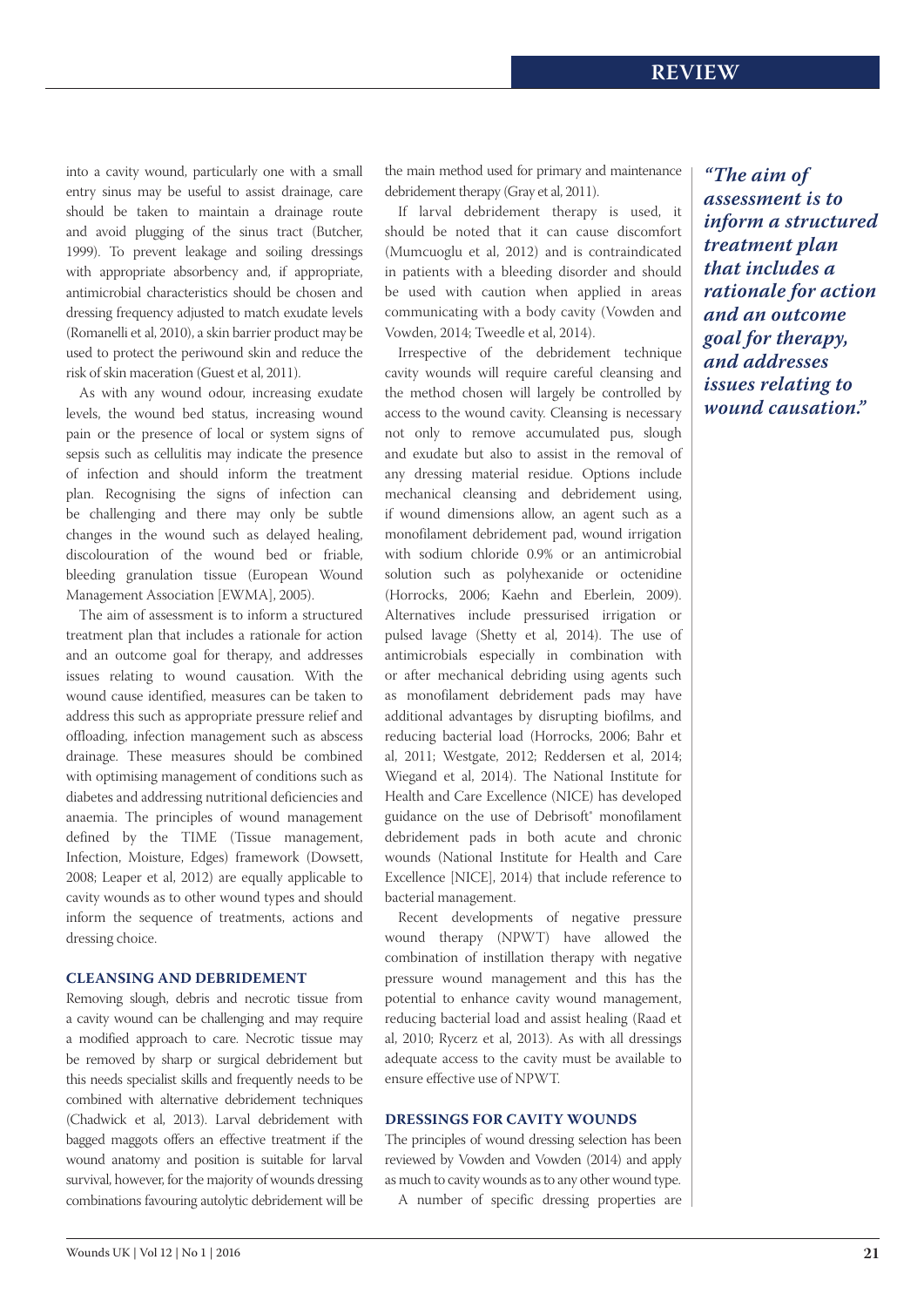into a cavity wound, particularly one with a small entry sinus may be useful to assist drainage, care should be taken to maintain a drainage route and avoid plugging of the sinus tract (Butcher, 1999). To prevent leakage and soiling dressings with appropriate absorbency and, if appropriate, antimicrobial characteristics should be chosen and dressing frequency adjusted to match exudate levels (Romanelli et al, 2010), a skin barrier product may be used to protect the periwound skin and reduce the risk of skin maceration (Guest et al, 2011).

As with any wound odour, increasing exudate levels, the wound bed status, increasing wound pain or the presence of local or system signs of sepsis such as cellulitis may indicate the presence of infection and should inform the treatment plan. Recognising the signs of infection can be challenging and there may only be subtle changes in the wound such as delayed healing, discolouration of the wound bed or friable, bleeding granulation tissue (European Wound Management Association [EWMA], 2005).

The aim of assessment is to inform a structured treatment plan that includes a rationale for action and an outcome goal for therapy, and addresses issues relating to wound causation. With the wound cause identified, measures can be taken to address this such as appropriate pressure relief and offloading, infection management such as abscess drainage. These measures should be combined with optimising management of conditions such as diabetes and addressing nutritional deficiencies and anaemia. The principles of wound management defined by the TIME (Tissue management, Infection, Moisture, Edges) framework (Dowsett, 2008; Leaper et al, 2012) are equally applicable to cavity wounds as to other wound types and should inform the sequence of treatments, actions and dressing choice.

## CLEANSING AND DEBRIDEMENT

Removing slough, debris and necrotic tissue from a cavity wound can be challenging and may require a modified approach to care. Necrotic tissue may be removed by sharp or surgical debridement but this needs specialist skills and frequently needs to be combined with alternative debridement techniques (Chadwick et al, 2013). Larval debridement with bagged maggots offers an effective treatment if the wound anatomy and position is suitable for larval survival, however, for the majority of wounds dressing combinations favouring autolytic debridement will be the main method used for primary and maintenance debridement therapy (Gray et al, 2011).

If larval debridement therapy is used, it should be noted that it can cause discomfort (Mumcuoglu et al, 2012) and is contraindicated in patients with a bleeding disorder and should be used with caution when applied in areas communicating with a body cavity (Vowden and Vowden, 2014; Tweedle et al, 2014).

Irrespective of the debridement technique cavity wounds will require careful cleansing and the method chosen will largely be controlled by access to the wound cavity. Cleansing is necessary not only to remove accumulated pus, slough and exudate but also to assist in the removal of any dressing material residue. Options include mechanical cleansing and debridement using, if wound dimensions allow, an agent such as a monofilament debridement pad, wound irrigation with sodium chloride 0.9% or an antimicrobial solution such as polyhexanide or octenidine (Horrocks, 2006; Kaehn and Eberlein, 2009). Alternatives include pressurised irrigation or pulsed lavage (Shetty et al, 2014). The use of antimicrobials especially in combination with or after mechanical debriding using agents such as monofilament debridement pads may have additional advantages by disrupting biofilms, and reducing bacterial load (Horrocks, 2006; Bahr et al, 2011; Westgate, 2012; Reddersen et al, 2014; Wiegand et al, 2014). The National Institute for Health and Care Excellence (NICE) has developed guidance on the use of Debrisoft® monofilament debridement pads in both acute and chronic wounds (National Institute for Health and Care Excellence [NICE], 2014) that include reference to bacterial management.

Recent developments of negative pressure wound therapy (NPWT) have allowed the combination of instillation therapy with negative pressure wound management and this has the potential to enhance cavity wound management, reducing bacterial load and assist healing (Raad et al, 2010; Rycerz et al, 2013). As with all dressings adequate access to the cavity must be available to ensure effective use of NPWT.

## DRESSINGS FOR CAVITY WOUNDS

The principles of wound dressing selection has been reviewed by Vowden and Vowden (2014) and apply as much to cavity wounds as to any other wound type.

A number of specific dressing properties are

> ***"The aim of assessment is to inform a structured treatment plan that includes a rationale for action and an outcome goal for therapy, and addresses issues relating to wound causation."***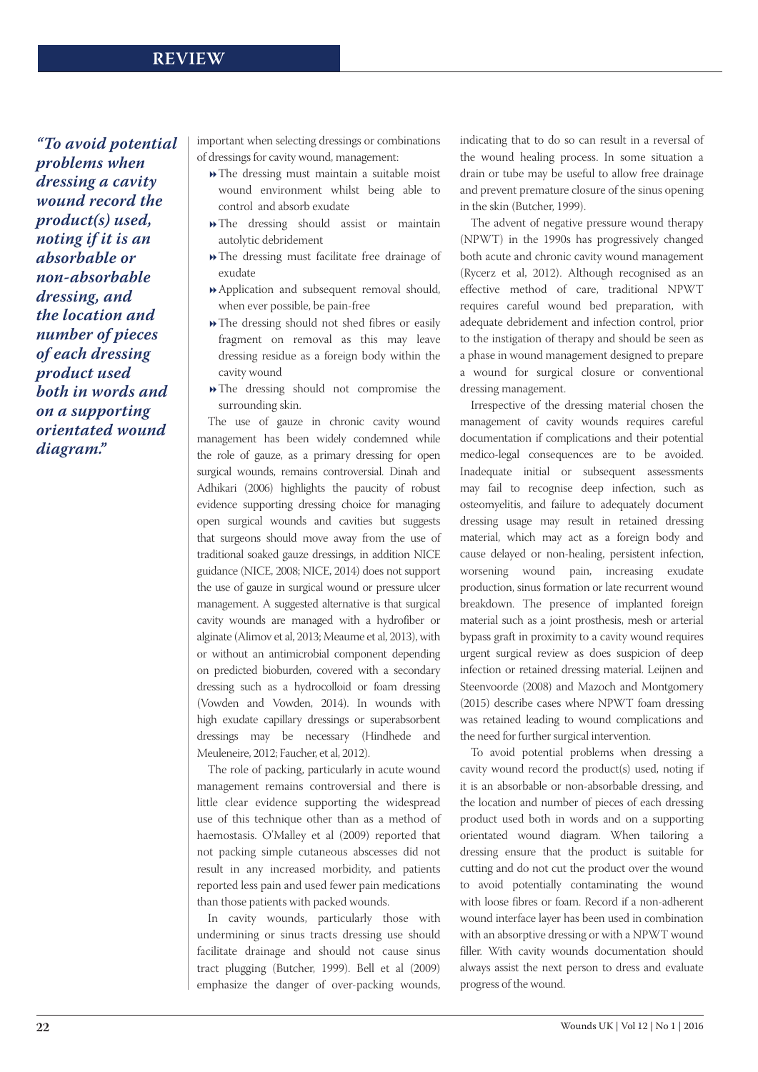*"To avoid potential problems when dressing a cavity wound record the product(s) used, noting if it is an absorbable or non-absorbable dressing, and the location and number of pieces of each dressing product used both in words and on a supporting orientated wound diagram."*

important when selecting dressings or combinations of dressings for cavity wound, management:

- The dressing must maintain a suitable moist wound environment whilst being able to control and absorb exudate
- The dressing should assist or maintain autolytic debridement
- The dressing must facilitate free drainage of exudate
- Application and subsequent removal should, when ever possible, be pain-free
- The dressing should not shed fibres or easily fragment on removal as this may leave dressing residue as a foreign body within the cavity wound
- The dressing should not compromise the surrounding skin.

The use of gauze in chronic cavity wound management has been widely condemned while the role of gauze, as a primary dressing for open surgical wounds, remains controversial. Dinah and Adhikari (2006) highlights the paucity of robust evidence supporting dressing choice for managing open surgical wounds and cavities but suggests that surgeons should move away from the use of traditional soaked gauze dressings, in addition NICE guidance (NICE, 2008; NICE, 2014) does not support the use of gauze in surgical wound or pressure ulcer management. A suggested alternative is that surgical cavity wounds are managed with a hydrofiber or alginate (Alimov et al, 2013; Meaume et al, 2013), with or without an antimicrobial component depending on predicted bioburden, covered with a secondary dressing such as a hydrocolloid or foam dressing (Vowden and Vowden, 2014). In wounds with high exudate capillary dressings or superabsorbent dressings may be necessary (Hindhede and Meuleneire, 2012; Faucher, et al, 2012).

The role of packing, particularly in acute wound management remains controversial and there is little clear evidence supporting the widespread use of this technique other than as a method of haemostasis. O'Malley et al (2009) reported that not packing simple cutaneous abscesses did not result in any increased morbidity, and patients reported less pain and used fewer pain medications than those patients with packed wounds.

In cavity wounds, particularly those with undermining or sinus tracts dressing use should facilitate drainage and should not cause sinus tract plugging (Butcher, 1999). Bell et al (2009) emphasize the danger of over-packing wounds, indicating that to do so can result in a reversal of the wound healing process. In some situation a drain or tube may be useful to allow free drainage and prevent premature closure of the sinus opening in the skin (Butcher, 1999).

The advent of negative pressure wound therapy (NPWT) in the 1990s has progressively changed both acute and chronic cavity wound management (Rycerz et al, 2012). Although recognised as an effective method of care, traditional NPWT requires careful wound bed preparation, with adequate debridement and infection control, prior to the instigation of therapy and should be seen as a phase in wound management designed to prepare a wound for surgical closure or conventional dressing management.

Irrespective of the dressing material chosen the management of cavity wounds requires careful documentation if complications and their potential medico-legal consequences are to be avoided. Inadequate initial or subsequent assessments may fail to recognise deep infection, such as osteomyelitis, and failure to adequately document dressing usage may result in retained dressing material, which may act as a foreign body and cause delayed or non-healing, persistent infection, worsening wound pain, increasing exudate production, sinus formation or late recurrent wound breakdown. The presence of implanted foreign material such as a joint prosthesis, mesh or arterial bypass graft in proximity to a cavity wound requires urgent surgical review as does suspicion of deep infection or retained dressing material. Leijnen and Steenvoorde (2008) and Mazoch and Montgomery (2015) describe cases where NPWT foam dressing was retained leading to wound complications and the need for further surgical intervention.

To avoid potential problems when dressing a cavity wound record the product(s) used, noting if it is an absorbable or non-absorbable dressing, and the location and number of pieces of each dressing product used both in words and on a supporting orientated wound diagram. When tailoring a dressing ensure that the product is suitable for cutting and do not cut the product over the wound to avoid potentially contaminating the wound with loose fibres or foam. Record if a non-adherent wound interface layer has been used in combination with an absorptive dressing or with a NPWT wound filler. With cavity wounds documentation should always assist the next person to dress and evaluate progress of the wound.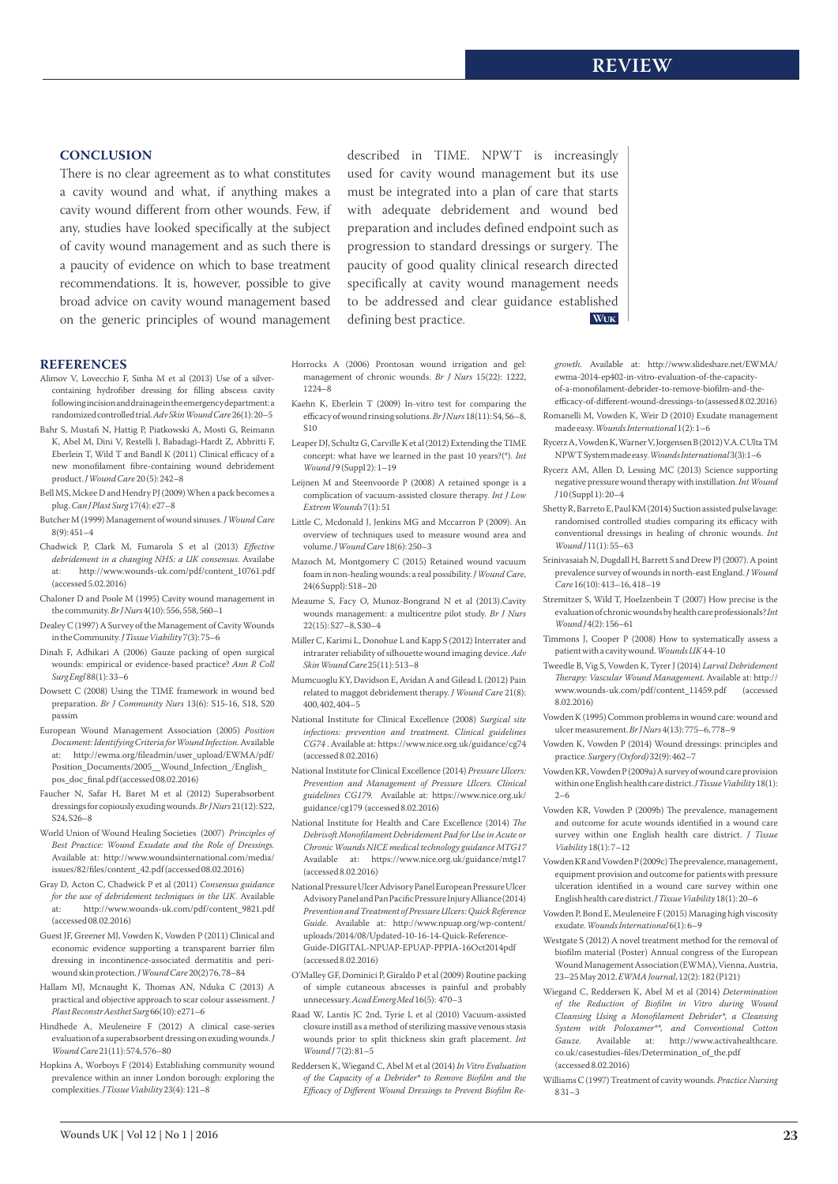## CONCLUSION

There is no clear agreement as to what constitutes a cavity wound and what, if anything makes a cavity wound different from other wounds. Few, if any, studies have looked specifically at the subject of cavity wound management and as such there is a paucity of evidence on which to base treatment recommendations. It is, however, possible to give broad advice on cavity wound management based on the generic principles of wound management described in TIME. NPWT is increasingly used for cavity wound management but its use must be integrated into a plan of care that starts with adequate debridement and wound bed preparation and includes defined endpoint such as progression to standard dressings or surgery. The paucity of good quality clinical research directed specifically at cavity wound management needs to be addressed and clear guidance established defining best practice. **WUK**

## REFERENCES

Alimov V, Lovecchio F, Sinha M et al (2013) Use of a silver-containing hydrofiber dressing for filling abscess cavity following incision and drainage in the emergency department: a randomized controlled trial. *Adv Skin Wound Care* 26(1): 20–5

Bahr S, Mustafi N, Hattig P, Piatkowski A, Mosti G, Reimann K, Abel M, Dini V, Restelli J, Babadagi-Hardt Z, Abbritti F, Eberlein T, Wild T and Bandl K (2011) Clinical efficacy of a new monofilament fibre-containing wound debridement product. *J Wound Care* 20(5): 242–8

Bell MS, Mckee D and Hendry PJ (2009) When a pack becomes a plug. *Can J Plast Surg* 17(4): e27–8

Butcher M (1999) Management of wound sinuses. *J Wound Care* 8(9): 451–4

Chadwick P, Clark M, Fumarola S et al (2013) *Effective debridement in a changing NHS: a UK consensus*. Availabe at: http://www.wounds-uk.com/pdf/content_10761.pdf (accessed 5.02.2016)

Chaloner D and Poole M (1995) Cavity wound management in the community. *Br J Nurs* 4(10): 556, 558, 560–1

Dealey C (1997) A Survey of the Management of Cavity Wounds in the Community. *J Tissue Viability* 7(3): 75–6

Dinah F, Adhikari A (2006) Gauze packing of open surgical wounds: empirical or evidence-based practice? *Ann R Coll Surg Engl* 88(1): 33–6

Dowsett C (2008) Using the TIME framework in wound bed preparation. *Br J Community Nurs* 13(6): S15-16, S18, S20 passim

European Wound Management Association (2005) *Position Document: Identifying Criteria for Wound Infection*. Available at: http://ewma.org/fileadmin/user_upload/EWMA/pdf/Position_Documents/2005__Wound_Infection_/English_pos_doc_final.pdf (accessed 08.02.2016)

Faucher N, Safar H, Baret M et al (2012) Superabsorbent dressings for copiously exuding wounds. *Br J Nurs* 21(12): S22, S24, S26–8

World Union of Wound Healing Societies (2007) *Principles of Best Practice: Wound Exudate and the Role of Dressings*. Available at: http://www.woundsinternational.com/media/issues/82/files/content_42.pdf (accessed 08.02.2016)

Gray D, Acton C, Chadwick P et al (2011) *Consensus guidance for the use of debridement techniques in the UK*. Available at: http://www.wounds-uk.com/pdf/content_9821.pdf (accessed 08.02.2016)

Guest JF, Greener MJ, Vowden K, Vowden P (2011) Clinical and economic evidence supporting a transparent barrier film dressing in incontinence-associated dermatitis and peri-wound skin protection. *J Wound Care* 20(2) 76, 78–84

Hallam MJ, Mcnaught K, Thomas AN, Nduka C (2013) A practical and objective approach to scar colour assessment. *J Plast Reconstr Aesthet Surg* 66(10): e271–6

Hindhede A, Meuleneire F (2012) A clinical case-series evaluation of a superabsorbent dressing on exuding wounds. *J Wound Care* 21(11): 574, 576–80

Hopkins A, Worboys F (2014) Establishing community wound prevalence within an inner London borough: exploring the complexities. *J Tissue Viability* 23(4): 121–8

Horrocks A (2006) Prontosan wound irrigation and gel: management of chronic wounds. *Br J Nurs* 15(22): 1222, 1224–8

Kaehn K, Eberlein T (2009) In-vitro test for comparing the efficacy of wound rinsing solutions. *Br J Nurs* 18(11): S4, S6–8, S10

Leaper DJ, Schultz G, Carville K et al (2012) Extending the TIME concept: what have we learned in the past 10 years?(*). *Int Wound J* 9 (Suppl 2): 1–19

Leijnen M and Steenvoorde P (2008) A retained sponge is a complication of vacuum-assisted closure therapy. *Int J Low Extrem Wounds* 7(1): 51

Little C, Mcdonald J, Jenkins MG and Mccarron P (2009). An overview of techniques used to measure wound area and volume. *J Wound Care* 18(6): 250–3

Mazoch M, Montgomery C (2015) Retained wound vacuum foam in non-healing wounds: a real possibility. *J Wound Care*, 24(6 Suppl): S18–20

Meaume S, Facy O, Munoz-Bongrand N et al (2013).Cavity wounds management: a multicentre pilot study. *Br J Nurs* 22(15): S27–8, S30–4

Miller C, Karimi L, Donohue L and Kapp S (2012) Interrater and intrarater reliability of silhouette wound imaging device. *Adv Skin Wound Care* 25(11): 513–8

Mumcuoglu KY, Davidson E, Avidan A and Gilead L (2012) Pain related to maggot debridement therapy. *J Wound Care* 21(8): 400, 402, 404–5

National Institute for Clinical Excellence (2008) *Surgical site infections: prevention and treatment. Clinical guidelines CG74* . Available at: https://www.nice.org.uk/guidance/cg74 (accessed 8.02.2016)

National Institute for Clinical Excellence (2014) *Pressure Ulcers: Prevention and Management of Pressure Ulcers. Clinical guidelines CG179*. Available at: https://www.nice.org.uk/guidance/cg179 (accessed 8.02.2016)

National Institute for Health and Care Excellence (2014) *The Debrisoft Monofilament Debridement Pad for Use in Acute or Chronic Wounds NICE medical technology guidance MTG17* Available at: https://www.nice.org.uk/guidance/mtg17 (accessed 8.02.2016)

National Pressure Ulcer Advisory Panel European Pressure Ulcer Advisory Panel and Pan Pacific Pressure Injury Alliance (2014) *Prevention and Treatment of Pressure Ulcers: Quick Reference Guide*. Available at: http://www.npuap.org/wp-content/uploads/2014/08/Updated-10-16-14-Quick-Reference-Guide-DIGITAL-NPUAP-EPUAP-PPPIA-16Oct2014pdf (accessed 8.02.2016)

O'Malley GF, Dominici P, Giraldo P et al (2009) Routine packing of simple cutaneous abscesses is painful and probably unnecessary. *Acad Emerg Med* 16(5): 470–3

Raad W, Lantis JC 2nd, Tyrie L et al (2010) Vacuum-assisted closure instill as a method of sterilizing massive venous stasis wounds prior to split thickness skin graft placement. *Int Wound J* 7(2): 81–5

Reddersen K, Wiegand C, Abel M et al (2014) *In Vitro Evaluation of the Capacity of a Debrider® to Remove Biofilm and the Efficacy of Different Wound Dressings to Prevent Biofilm Re-growth*. Available at: http://www.slideshare.net/EWMA/ewma-2014-ep402-in-vitro-evaluation-of-the-capacity-of-a-monofilament-debrider-to-remove-biofilm-and-the-efficacy-of-different-wound-dressings-to (assessed 8.02.2016)

Romanelli M, Vowden K, Weir D (2010) Exudate management made easy. *Wounds International* 1(2): 1–6

Rycerz A, Vowden K, Warner V, Jorgensen B (2012) V.A.C Ulta TM NPWT System made easy. *Wounds International* 3(3):1–6

Rycerz AM, Allen D, Lessing MC (2013) Science supporting negative pressure wound therapy with instillation. *Int Wound J* 10 (Suppl 1): 20–4

Shetty R, Barreto E, Paul KM (2014) Suction assisted pulse lavage: randomised controlled studies comparing its efficacy with conventional dressings in healing of chronic wounds. *Int Wound J* 11(1): 55–63

Srinivasaiah N, Dugdall H, Barrett S and Drew PJ (2007). A point prevalence survey of wounds in north-east England. *J Wound Care* 16(10): 413–16, 418–19

Stremitzer S, Wild T, Hoelzenbein T (2007) How precise is the evaluation of chronic wounds by health care professionals? *Int Wound J* 4(2): 156–61

Timmons J, Cooper P (2008) How to systematically assess a patient with a cavity wound. *Wounds UK* 4 4-10

Tweedle B, Vig S, Vowden K, Tyrer J (2014) *Larval Debridement Therapy: Vascular Wound Management*. Available at: http://www.wounds-uk.com/pdf/content_11459.pdf (accessed 8.02.2016)

Vowden K (1995) Common problems in wound care: wound and ulcer measurement. *Br J Nurs* 4(13): 775–6, 778–9

Vowden K, Vowden P (2014) Wound dressings: principles and practice. *Surgery (Oxford)* 32(9): 462–7

Vowden KR, Vowden P (2009a) A survey of wound care provision within one English health care district. *J Tissue Viability* 18(1): 2–6

Vowden KR, Vowden P (2009b) The prevalence, management and outcome for acute wounds identified in a wound care survey within one English health care district. *J Tissue Viability* 18(1): 7–12

Vowden KR and Vowden P (2009c) The prevalence, management, equipment provision and outcome for patients with pressure ulceration identified in a wound care survey within one English health care district. *J Tissue Viability* 18(1): 20–6

Vowden P, Bond E, Meuleneire F (2015) Managing high viscosity exudate. *Wounds International* 6(1): 6–9

Westgate S (2012) A novel treatment method for the removal of biofilm material (Poster) Annual congress of the European Wound Management Association (EWMA), Vienna, Austria, 23–25 May 2012. *EWMA Journal*, 12(2): 182 (P121)

Wiegand C, Reddersen K, Abel M et al (2014) *Determination of the Reduction of Biofilm in Vitro during Wound Cleansing Using a Monofilament Debrider®, a Cleansing System with Poloxamer**, and Conventional Cotton Gauze*. Available at: http://www.activahealthcare.co.uk/casestudies-files/Determination_of_the.pdf (accessed 8.02.2016)

Williams C (1997) Treatment of cavity wounds. *Practice Nursing* 8 31–3